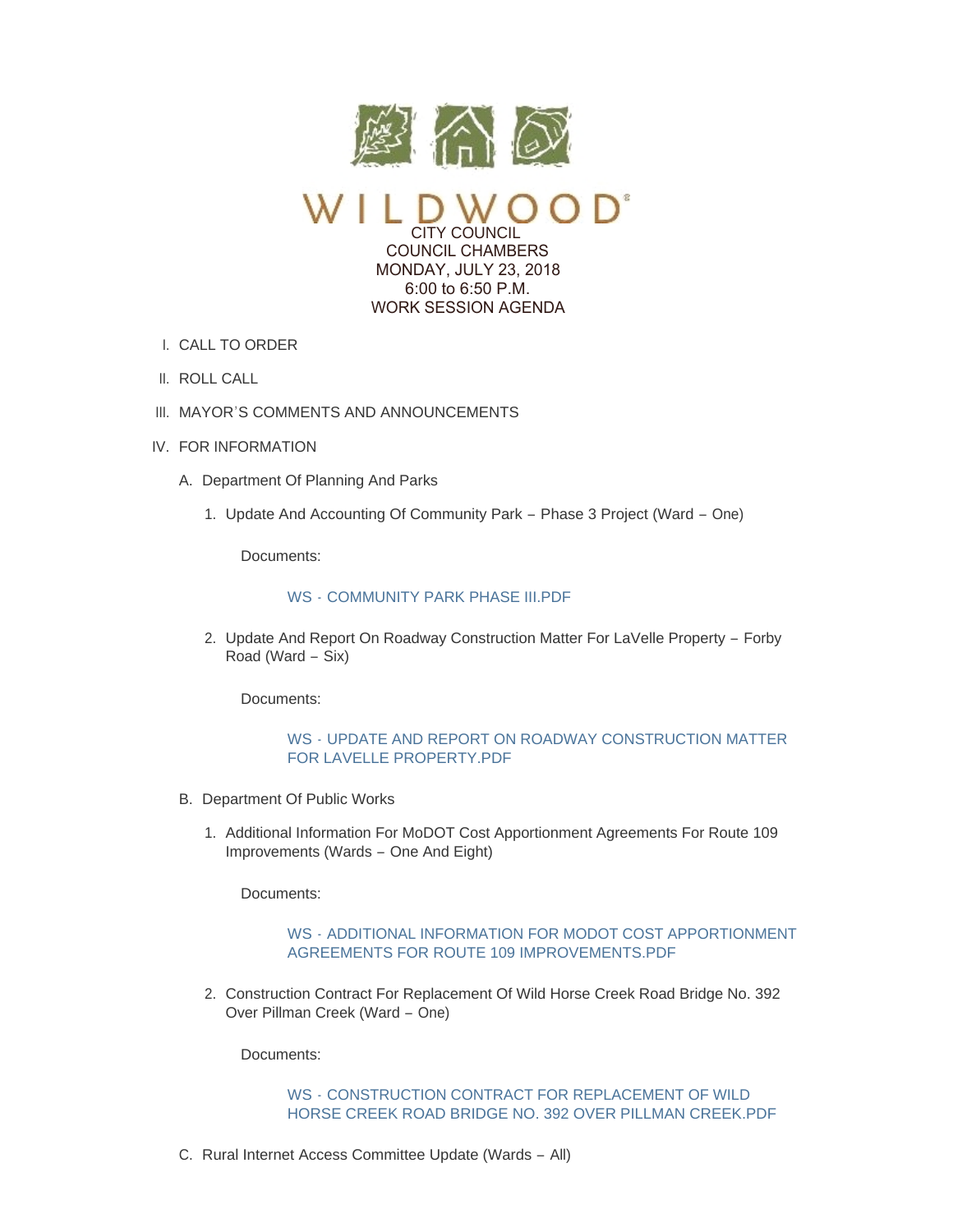WILDWOOD

CITY COUNCIL
COUNCIL CHAMBERS
MONDAY, JULY 23, 2018
6:00 to 6:50 P.M.
WORK SESSION AGENDA

I. CALL TO ORDER

II. ROLL CALL

III. MAYOR'S COMMENTS AND ANNOUNCEMENTS

IV. FOR INFORMATION

A. Department Of Planning And Parks

1. Update And Accounting Of Community Park – Phase 3 Project (Ward – One)

Documents:

WS - COMMUNITY PARK PHASE III.PDF

2. Update And Report On Roadway Construction Matter For LaVelle Property – Forby Road (Ward – Six)

Documents:

WS - UPDATE AND REPORT ON ROADWAY CONSTRUCTION MATTER FOR LAVELLE PROPERTY.PDF

B. Department Of Public Works

1. Additional Information For MoDOT Cost Apportionment Agreements For Route 109 Improvements (Wards – One And Eight)

Documents:

WS - ADDITIONAL INFORMATION FOR MODOT COST APPORTIONMENT AGREEMENTS FOR ROUTE 109 IMPROVEMENTS.PDF

2. Construction Contract For Replacement Of Wild Horse Creek Road Bridge No. 392 Over Pillman Creek (Ward – One)

Documents:

WS - CONSTRUCTION CONTRACT FOR REPLACEMENT OF WILD HORSE CREEK ROAD BRIDGE NO. 392 OVER PILLMAN CREEK.PDF

C. Rural Internet Access Committee Update (Wards – All)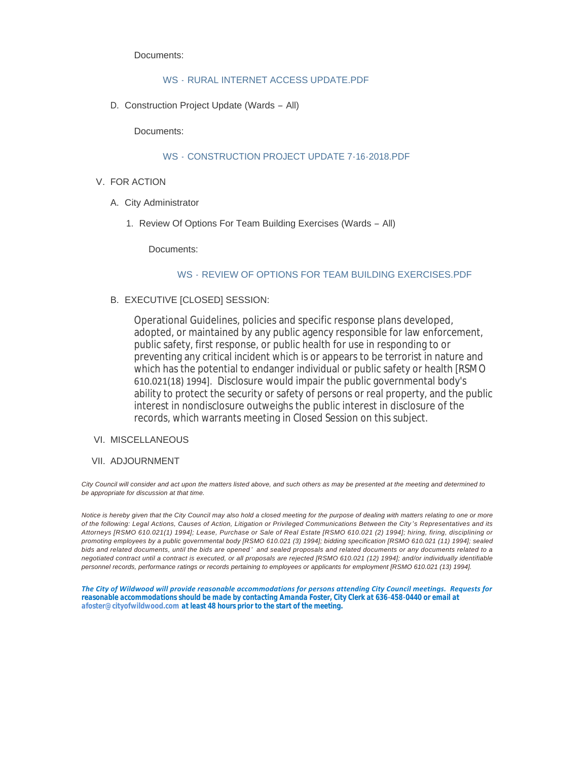Documents:

WS - RURAL INTERNET ACCESS UPDATE.PDF

D. Construction Project Update (Wards – All)

Documents:

WS - CONSTRUCTION PROJECT UPDATE 7-16-2018.PDF

V. FOR ACTION

A. City Administrator

1. Review Of Options For Team Building Exercises (Wards – All)

Documents:

WS - REVIEW OF OPTIONS FOR TEAM BUILDING EXERCISES.PDF

B. EXECUTIVE [CLOSED] SESSION:

Operational Guidelines, policies and specific response plans developed, adopted, or maintained by any public agency responsible for law enforcement, public safety, first response, or public health for use in responding to or preventing any critical incident which is or appears to be terrorist in nature and which has the potential to endanger individual or public safety or health [RSMO 610.021(18) 1994]. Disclosure would impair the public governmental body's ability to protect the security or safety of persons or real property, and the public interest in nondisclosure outweighs the public interest in disclosure of the records, which warrants meeting in Closed Session on this subject.

VI. MISCELLANEOUS

VII. ADJOURNMENT

*City Council will consider and act upon the matters listed above, and such others as may be presented at the meeting and determined to be appropriate for discussion at that time.*

*Notice is hereby given that the City Council may also hold a closed meeting for the purpose of dealing with matters relating to one or more of the following: Legal Actions, Causes of Action, Litigation or Privileged Communications Between the City's Representatives and its Attorneys [RSMO 610.021(1) 1994]; Lease, Purchase or Sale of Real Estate [RSMO 610.021 (2) 1994]; hiring, firing, disciplining or promoting employees by a public governmental body [RSMO 610.021 (3) 1994]; bidding specification [RSMO 610.021 (11) 1994]; sealed bids and related documents, until the bids are opened' and sealed proposals and related documents or any documents related to a negotiated contract until a contract is executed, or all proposals are rejected [RSMO 610.021 (12) 1994]; and/or individually identifiable personnel records, performance ratings or records pertaining to employees or applicants for employment [RSMO 610.021 (13) 1994].*

***The City of Wildwood will provide reasonable accommodations for persons attending City Council meetings. Requests for*** **reasonable accommodations should be made by contacting Amanda Foster, City Clerk at 636-458-0440 or email at afoster@cityofwildwood.com at least 48 hours prior to the start of the meeting.**